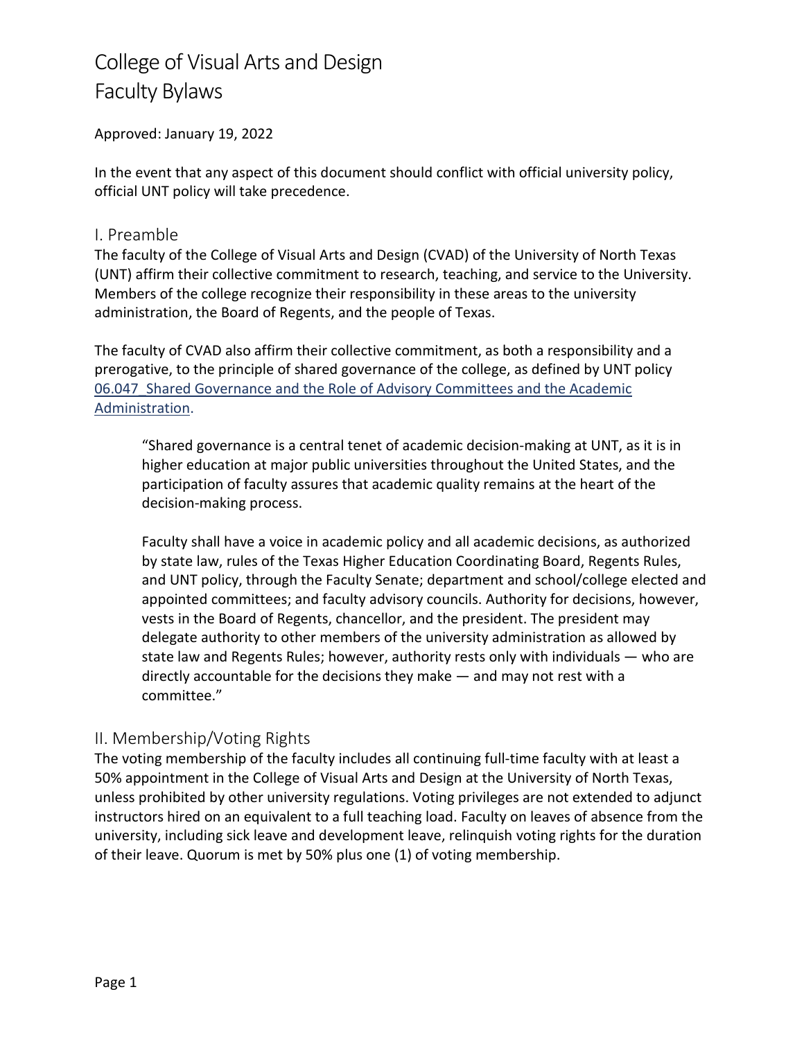# College of Visual Arts and Design
# Faculty Bylaws

Approved: January 19, 2022

In the event that any aspect of this document should conflict with official university policy, official UNT policy will take precedence.

## I. Preamble

The faculty of the College of Visual Arts and Design (CVAD) of the University of North Texas (UNT) affirm their collective commitment to research, teaching, and service to the University. Members of the college recognize their responsibility in these areas to the university administration, the Board of Regents, and the people of Texas.

The faculty of CVAD also affirm their collective commitment, as both a responsibility and a prerogative, to the principle of shared governance of the college, as defined by UNT policy 06.047_Shared Governance and the Role of Advisory Committees and the Academic Administration.

> "Shared governance is a central tenet of academic decision-making at UNT, as it is in higher education at major public universities throughout the United States, and the participation of faculty assures that academic quality remains at the heart of the decision-making process.
>
> Faculty shall have a voice in academic policy and all academic decisions, as authorized by state law, rules of the Texas Higher Education Coordinating Board, Regents Rules, and UNT policy, through the Faculty Senate; department and school/college elected and appointed committees; and faculty advisory councils. Authority for decisions, however, vests in the Board of Regents, chancellor, and the president. The president may delegate authority to other members of the university administration as allowed by state law and Regents Rules; however, authority rests only with individuals — who are directly accountable for the decisions they make — and may not rest with a committee."

## II. Membership/Voting Rights

The voting membership of the faculty includes all continuing full-time faculty with at least a 50% appointment in the College of Visual Arts and Design at the University of North Texas, unless prohibited by other university regulations. Voting privileges are not extended to adjunct instructors hired on an equivalent to a full teaching load. Faculty on leaves of absence from the university, including sick leave and development leave, relinquish voting rights for the duration of their leave. Quorum is met by 50% plus one (1) of voting membership.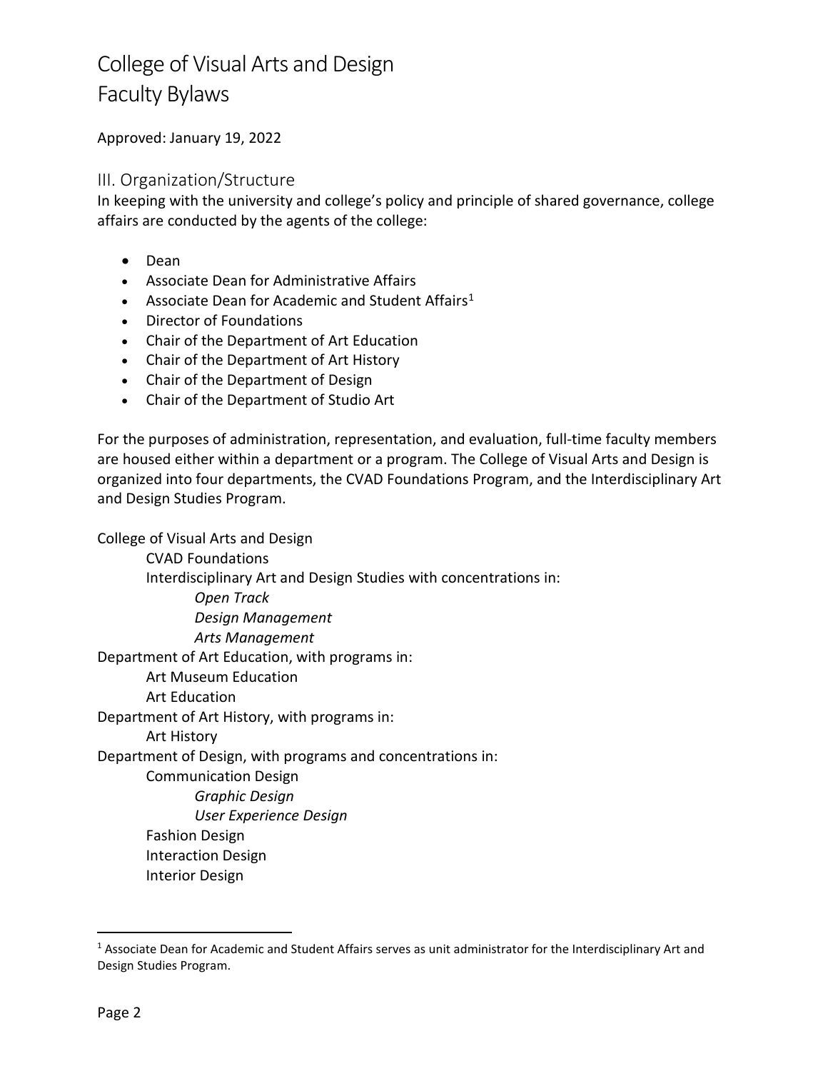# College of Visual Arts and Design
# Faculty Bylaws

Approved: January 19, 2022

## III. Organization/Structure

In keeping with the university and college's policy and principle of shared governance, college affairs are conducted by the agents of the college:

- Dean
- Associate Dean for Administrative Affairs
- Associate Dean for Academic and Student Affairs[1]
- Director of Foundations
- Chair of the Department of Art Education
- Chair of the Department of Art History
- Chair of the Department of Design
- Chair of the Department of Studio Art

For the purposes of administration, representation, and evaluation, full-time faculty members are housed either within a department or a program. The College of Visual Arts and Design is organized into four departments, the CVAD Foundations Program, and the Interdisciplinary Art and Design Studies Program.

College of Visual Arts and Design
- CVAD Foundations
- Interdisciplinary Art and Design Studies with concentrations in:
  - *Open Track*
  - *Design Management*
  - *Arts Management*

Department of Art Education, with programs in:
- Art Museum Education
- Art Education

Department of Art History, with programs in:
- Art History

Department of Design, with programs and concentrations in:
- Communication Design
  - *Graphic Design*
  - *User Experience Design*
- Fashion Design
- Interaction Design
- Interior Design

---

[1] Associate Dean for Academic and Student Affairs serves as unit administrator for the Interdisciplinary Art and Design Studies Program.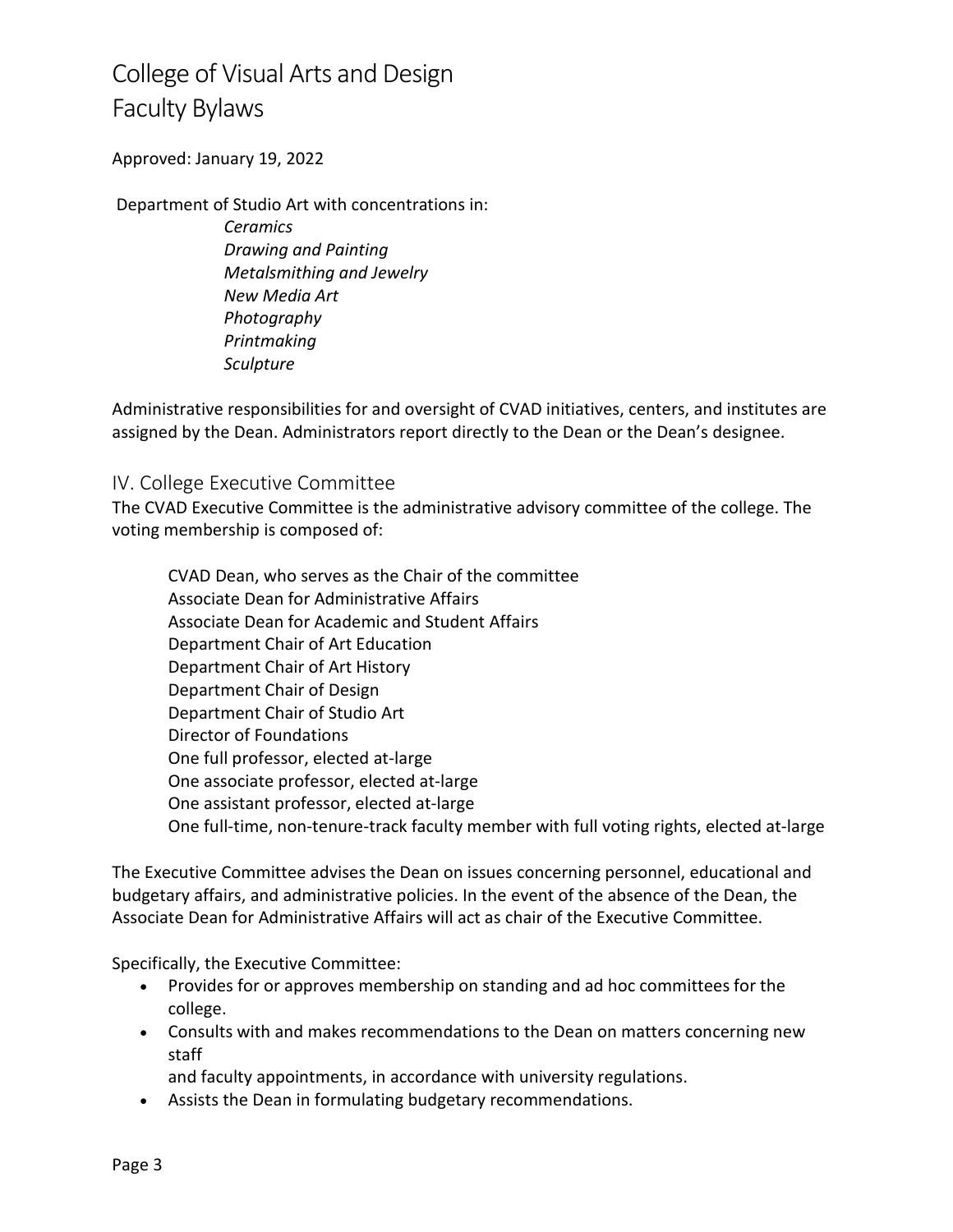Department of Studio Art with concentrations in:

*Ceramics*
*Drawing and Painting*
*Metalsmithing and Jewelry*
*New Media Art*
*Photography*
*Printmaking*
*Sculpture*

Administrative responsibilities for and oversight of CVAD initiatives, centers, and institutes are assigned by the Dean. Administrators report directly to the Dean or the Dean's designee.

## IV. College Executive Committee

The CVAD Executive Committee is the administrative advisory committee of the college. The voting membership is composed of:

CVAD Dean, who serves as the Chair of the committee
Associate Dean for Administrative Affairs
Associate Dean for Academic and Student Affairs
Department Chair of Art Education
Department Chair of Art History
Department Chair of Design
Department Chair of Studio Art
Director of Foundations
One full professor, elected at-large
One associate professor, elected at-large
One assistant professor, elected at-large
One full-time, non-tenure-track faculty member with full voting rights, elected at-large

The Executive Committee advises the Dean on issues concerning personnel, educational and budgetary affairs, and administrative policies. In the event of the absence of the Dean, the Associate Dean for Administrative Affairs will act as chair of the Executive Committee.

Specifically, the Executive Committee:

- Provides for or approves membership on standing and ad hoc committees for the college.
- Consults with and makes recommendations to the Dean on matters concerning new staff and faculty appointments, in accordance with university regulations.
- Assists the Dean in formulating budgetary recommendations.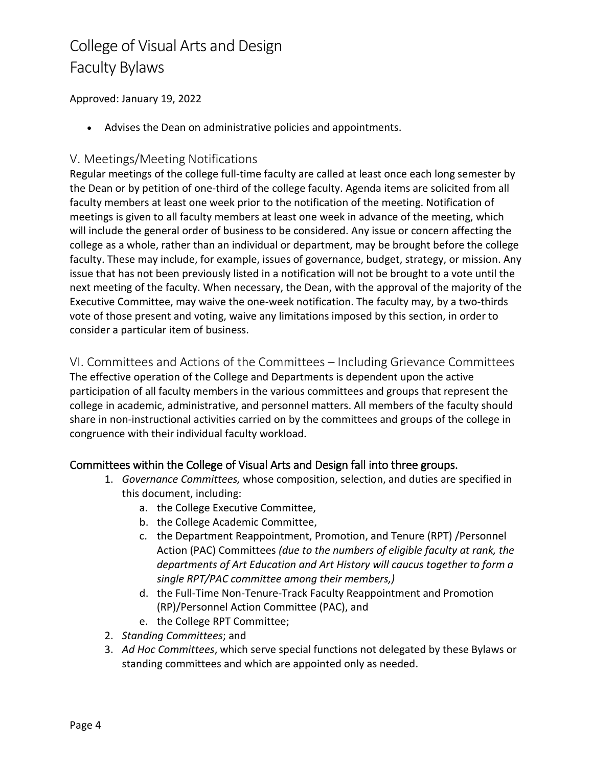- Advises the Dean on administrative policies and appointments.

## V. Meetings/Meeting Notifications

Regular meetings of the college full-time faculty are called at least once each long semester by the Dean or by petition of one-third of the college faculty. Agenda items are solicited from all faculty members at least one week prior to the notification of the meeting. Notification of meetings is given to all faculty members at least one week in advance of the meeting, which will include the general order of business to be considered. Any issue or concern affecting the college as a whole, rather than an individual or department, may be brought before the college faculty. These may include, for example, issues of governance, budget, strategy, or mission. Any issue that has not been previously listed in a notification will not be brought to a vote until the next meeting of the faculty. When necessary, the Dean, with the approval of the majority of the Executive Committee, may waive the one-week notification. The faculty may, by a two-thirds vote of those present and voting, waive any limitations imposed by this section, in order to consider a particular item of business.

## VI. Committees and Actions of the Committees – Including Grievance Committees

The effective operation of the College and Departments is dependent upon the active participation of all faculty members in the various committees and groups that represent the college in academic, administrative, and personnel matters. All members of the faculty should share in non-instructional activities carried on by the committees and groups of the college in congruence with their individual faculty workload.

### Committees within the College of Visual Arts and Design fall into three groups.

1. *Governance Committees,* whose composition, selection, and duties are specified in this document, including:
   a. the College Executive Committee,
   b. the College Academic Committee,
   c. the Department Reappointment, Promotion, and Tenure (RPT) /Personnel Action (PAC) Committees *(due to the numbers of eligible faculty at rank, the departments of Art Education and Art History will caucus together to form a single RPT/PAC committee among their members,)*
   d. the Full-Time Non-Tenure-Track Faculty Reappointment and Promotion (RP)/Personnel Action Committee (PAC), and
   e. the College RPT Committee;
2. *Standing Committees*; and
3. *Ad Hoc Committees*, which serve special functions not delegated by these Bylaws or standing committees and which are appointed only as needed.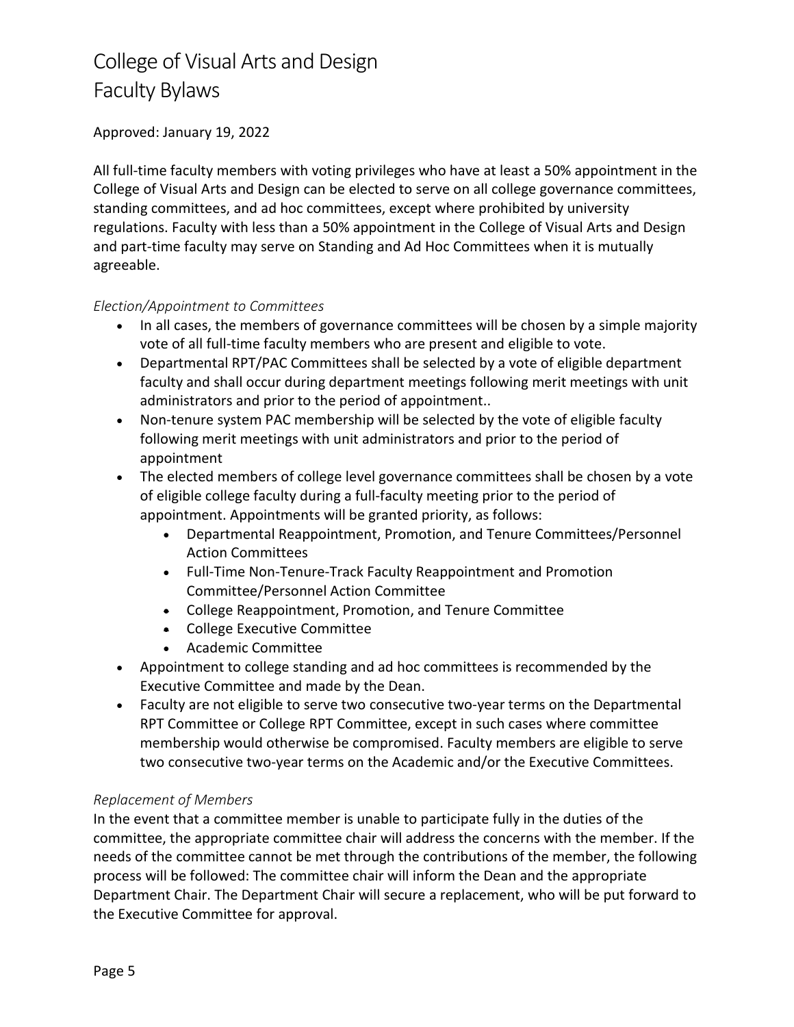# College of Visual Arts and Design
# Faculty Bylaws

Approved: January 19, 2022

All full-time faculty members with voting privileges who have at least a 50% appointment in the College of Visual Arts and Design can be elected to serve on all college governance committees, standing committees, and ad hoc committees, except where prohibited by university regulations. Faculty with less than a 50% appointment in the College of Visual Arts and Design and part-time faculty may serve on Standing and Ad Hoc Committees when it is mutually agreeable.

*Election/Appointment to Committees*

- In all cases, the members of governance committees will be chosen by a simple majority vote of all full-time faculty members who are present and eligible to vote.
- Departmental RPT/PAC Committees shall be selected by a vote of eligible department faculty and shall occur during department meetings following merit meetings with unit administrators and prior to the period of appointment..
- Non-tenure system PAC membership will be selected by the vote of eligible faculty following merit meetings with unit administrators and prior to the period of appointment
- The elected members of college level governance committees shall be chosen by a vote of eligible college faculty during a full-faculty meeting prior to the period of appointment. Appointments will be granted priority, as follows:
    - Departmental Reappointment, Promotion, and Tenure Committees/Personnel Action Committees
    - Full-Time Non-Tenure-Track Faculty Reappointment and Promotion Committee/Personnel Action Committee
    - College Reappointment, Promotion, and Tenure Committee
    - College Executive Committee
    - Academic Committee
- Appointment to college standing and ad hoc committees is recommended by the Executive Committee and made by the Dean.
- Faculty are not eligible to serve two consecutive two-year terms on the Departmental RPT Committee or College RPT Committee, except in such cases where committee membership would otherwise be compromised. Faculty members are eligible to serve two consecutive two-year terms on the Academic and/or the Executive Committees.

*Replacement of Members*

In the event that a committee member is unable to participate fully in the duties of the committee, the appropriate committee chair will address the concerns with the member. If the needs of the committee cannot be met through the contributions of the member, the following process will be followed: The committee chair will inform the Dean and the appropriate Department Chair. The Department Chair will secure a replacement, who will be put forward to the Executive Committee for approval.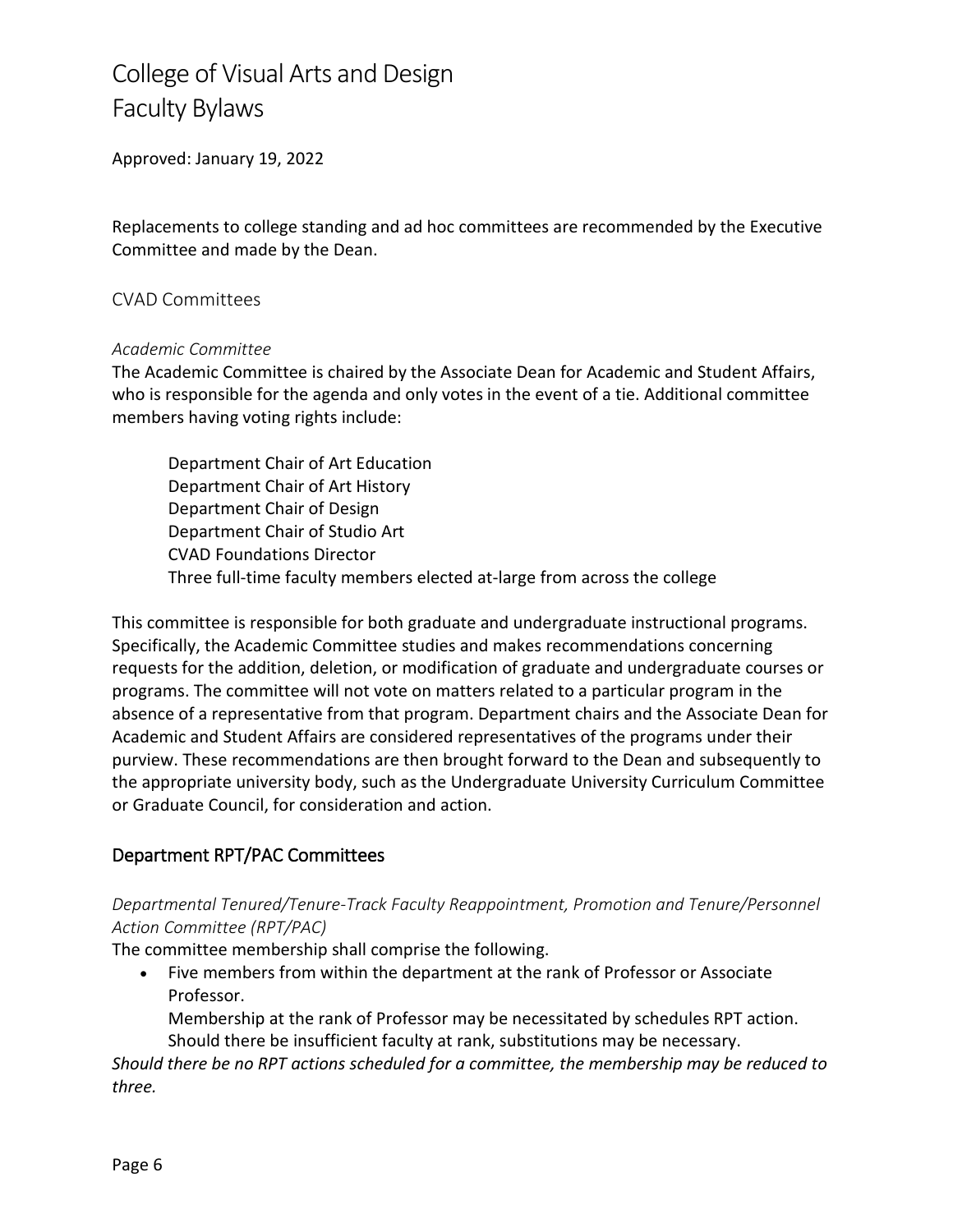Replacements to college standing and ad hoc committees are recommended by the Executive Committee and made by the Dean.

### CVAD Committees

*Academic Committee*

The Academic Committee is chaired by the Associate Dean for Academic and Student Affairs, who is responsible for the agenda and only votes in the event of a tie. Additional committee members having voting rights include:

Department Chair of Art Education
Department Chair of Art History
Department Chair of Design
Department Chair of Studio Art
CVAD Foundations Director
Three full-time faculty members elected at-large from across the college

This committee is responsible for both graduate and undergraduate instructional programs. Specifically, the Academic Committee studies and makes recommendations concerning requests for the addition, deletion, or modification of graduate and undergraduate courses or programs. The committee will not vote on matters related to a particular program in the absence of a representative from that program. Department chairs and the Associate Dean for Academic and Student Affairs are considered representatives of the programs under their purview. These recommendations are then brought forward to the Dean and subsequently to the appropriate university body, such as the Undergraduate University Curriculum Committee or Graduate Council, for consideration and action.

## Department RPT/PAC Committees

*Departmental Tenured/Tenure-Track Faculty Reappointment, Promotion and Tenure/Personnel Action Committee (RPT/PAC)*

The committee membership shall comprise the following.

- Five members from within the department at the rank of Professor or Associate Professor.
  Membership at the rank of Professor may be necessitated by schedules RPT action. Should there be insufficient faculty at rank, substitutions may be necessary.

*Should there be no RPT actions scheduled for a committee, the membership may be reduced to three.*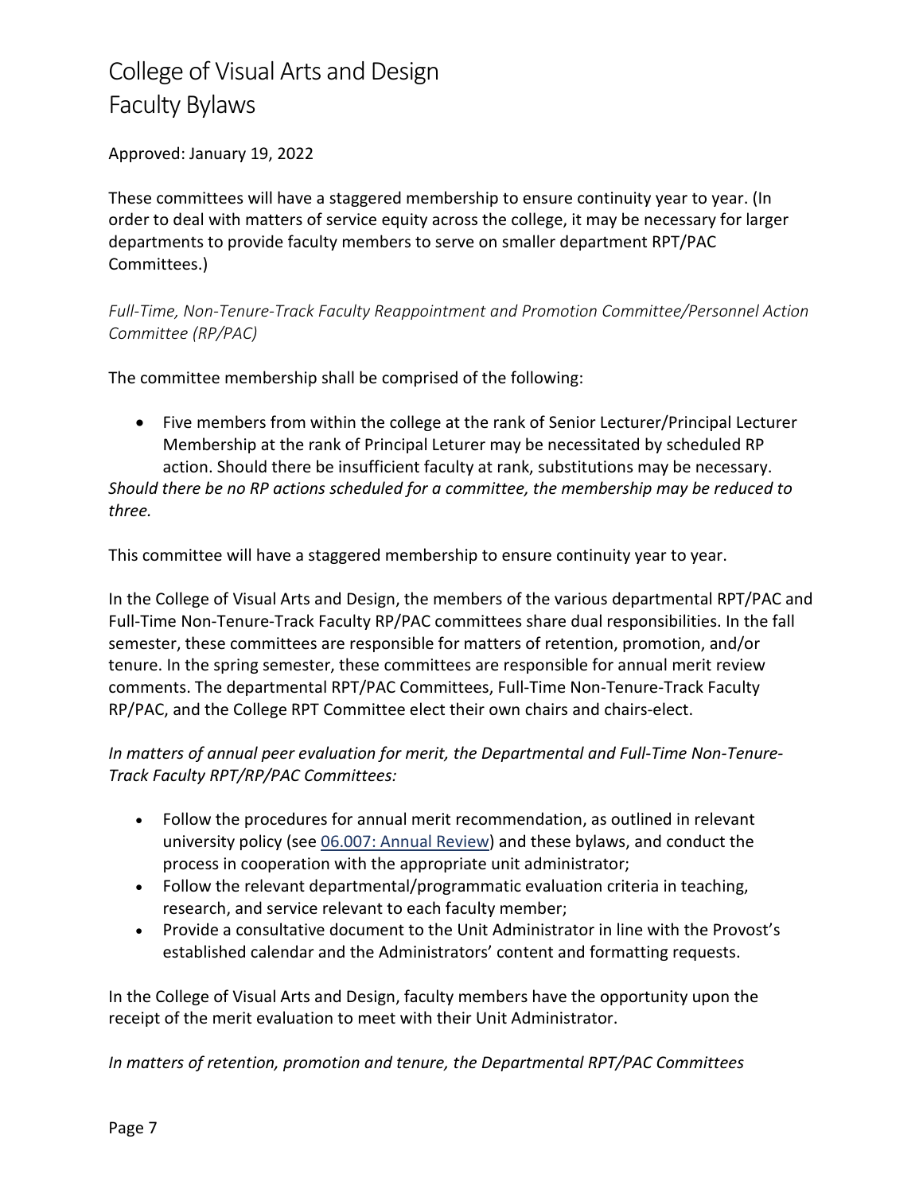Approved: January 19, 2022

These committees will have a staggered membership to ensure continuity year to year. (In order to deal with matters of service equity across the college, it may be necessary for larger departments to provide faculty members to serve on smaller department RPT/PAC Committees.)

*Full-Time, Non-Tenure-Track Faculty Reappointment and Promotion Committee/Personnel Action Committee (RP/PAC)*

The committee membership shall be comprised of the following:

- Five members from within the college at the rank of Senior Lecturer/Principal Lecturer Membership at the rank of Principal Leturer may be necessitated by scheduled RP action. Should there be insufficient faculty at rank, substitutions may be necessary.

*Should there be no RP actions scheduled for a committee, the membership may be reduced to three.*

This committee will have a staggered membership to ensure continuity year to year.

In the College of Visual Arts and Design, the members of the various departmental RPT/PAC and Full-Time Non-Tenure-Track Faculty RP/PAC committees share dual responsibilities. In the fall semester, these committees are responsible for matters of retention, promotion, and/or tenure. In the spring semester, these committees are responsible for annual merit review comments. The departmental RPT/PAC Committees, Full-Time Non-Tenure-Track Faculty RP/PAC, and the College RPT Committee elect their own chairs and chairs-elect.

*In matters of annual peer evaluation for merit, the Departmental and Full-Time Non-Tenure-Track Faculty RPT/RP/PAC Committees:*

- Follow the procedures for annual merit recommendation, as outlined in relevant university policy (see 06.007: Annual Review) and these bylaws, and conduct the process in cooperation with the appropriate unit administrator;
- Follow the relevant departmental/programmatic evaluation criteria in teaching, research, and service relevant to each faculty member;
- Provide a consultative document to the Unit Administrator in line with the Provost's established calendar and the Administrators' content and formatting requests.

In the College of Visual Arts and Design, faculty members have the opportunity upon the receipt of the merit evaluation to meet with their Unit Administrator.

*In matters of retention, promotion and tenure, the Departmental RPT/PAC Committees*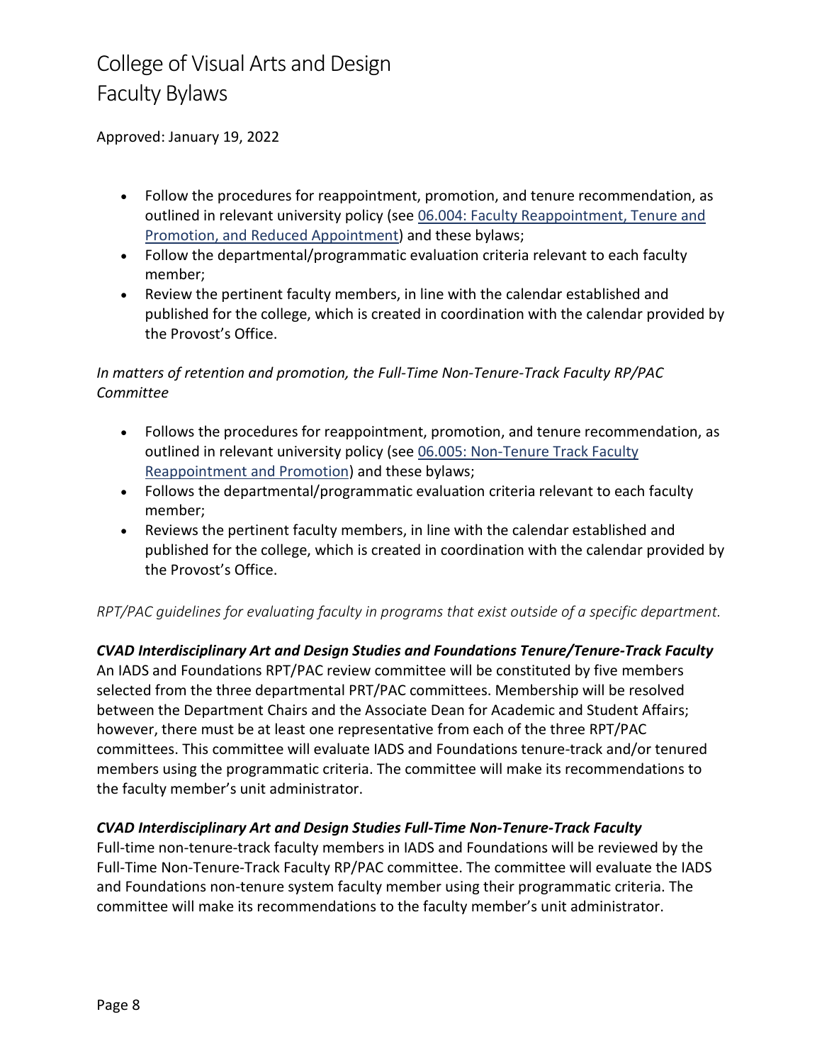- Follow the procedures for reappointment, promotion, and tenure recommendation, as outlined in relevant university policy (see [06.004: Faculty Reappointment, Tenure and Promotion, and Reduced Appointment]) and these bylaws;
- Follow the departmental/programmatic evaluation criteria relevant to each faculty member;
- Review the pertinent faculty members, in line with the calendar established and published for the college, which is created in coordination with the calendar provided by the Provost's Office.

*In matters of retention and promotion, the Full-Time Non-Tenure-Track Faculty RP/PAC Committee*

- Follows the procedures for reappointment, promotion, and tenure recommendation, as outlined in relevant university policy (see [06.005: Non-Tenure Track Faculty Reappointment and Promotion]) and these bylaws;
- Follows the departmental/programmatic evaluation criteria relevant to each faculty member;
- Reviews the pertinent faculty members, in line with the calendar established and published for the college, which is created in coordination with the calendar provided by the Provost's Office.

*RPT/PAC guidelines for evaluating faculty in programs that exist outside of a specific department.*

***CVAD Interdisciplinary Art and Design Studies and Foundations Tenure/Tenure-Track Faculty***

An IADS and Foundations RPT/PAC review committee will be constituted by five members selected from the three departmental PRT/PAC committees. Membership will be resolved between the Department Chairs and the Associate Dean for Academic and Student Affairs; however, there must be at least one representative from each of the three RPT/PAC committees. This committee will evaluate IADS and Foundations tenure-track and/or tenured members using the programmatic criteria. The committee will make its recommendations to the faculty member's unit administrator.

***CVAD Interdisciplinary Art and Design Studies Full-Time Non-Tenure-Track Faculty***

Full-time non-tenure-track faculty members in IADS and Foundations will be reviewed by the Full-Time Non-Tenure-Track Faculty RP/PAC committee. The committee will evaluate the IADS and Foundations non-tenure system faculty member using their programmatic criteria. The committee will make its recommendations to the faculty member's unit administrator.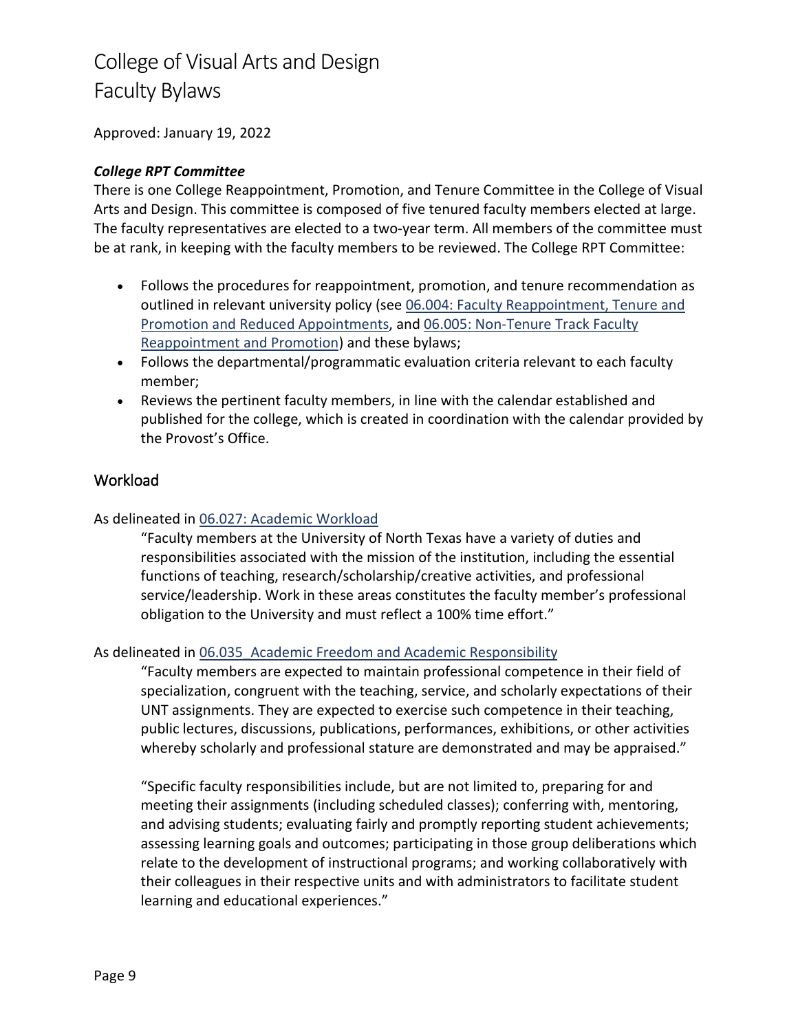# College of Visual Arts and Design
# Faculty Bylaws

Approved: January 19, 2022

### *College RPT Committee*

There is one College Reappointment, Promotion, and Tenure Committee in the College of Visual Arts and Design. This committee is composed of five tenured faculty members elected at large. The faculty representatives are elected to a two-year term. All members of the committee must be at rank, in keeping with the faculty members to be reviewed. The College RPT Committee:

- Follows the procedures for reappointment, promotion, and tenure recommendation as outlined in relevant university policy (see 06.004: Faculty Reappointment, Tenure and Promotion and Reduced Appointments, and 06.005: Non-Tenure Track Faculty Reappointment and Promotion) and these bylaws;
- Follows the departmental/programmatic evaluation criteria relevant to each faculty member;
- Reviews the pertinent faculty members, in line with the calendar established and published for the college, which is created in coordination with the calendar provided by the Provost's Office.

## Workload

As delineated in 06.027: Academic Workload

> "Faculty members at the University of North Texas have a variety of duties and responsibilities associated with the mission of the institution, including the essential functions of teaching, research/scholarship/creative activities, and professional service/leadership. Work in these areas constitutes the faculty member's professional obligation to the University and must reflect a 100% time effort."

As delineated in 06.035_Academic Freedom and Academic Responsibility

> "Faculty members are expected to maintain professional competence in their field of specialization, congruent with the teaching, service, and scholarly expectations of their UNT assignments. They are expected to exercise such competence in their teaching, public lectures, discussions, publications, performances, exhibitions, or other activities whereby scholarly and professional stature are demonstrated and may be appraised."
>
> "Specific faculty responsibilities include, but are not limited to, preparing for and meeting their assignments (including scheduled classes); conferring with, mentoring, and advising students; evaluating fairly and promptly reporting student achievements; assessing learning goals and outcomes; participating in those group deliberations which relate to the development of instructional programs; and working collaboratively with their colleagues in their respective units and with administrators to facilitate student learning and educational experiences."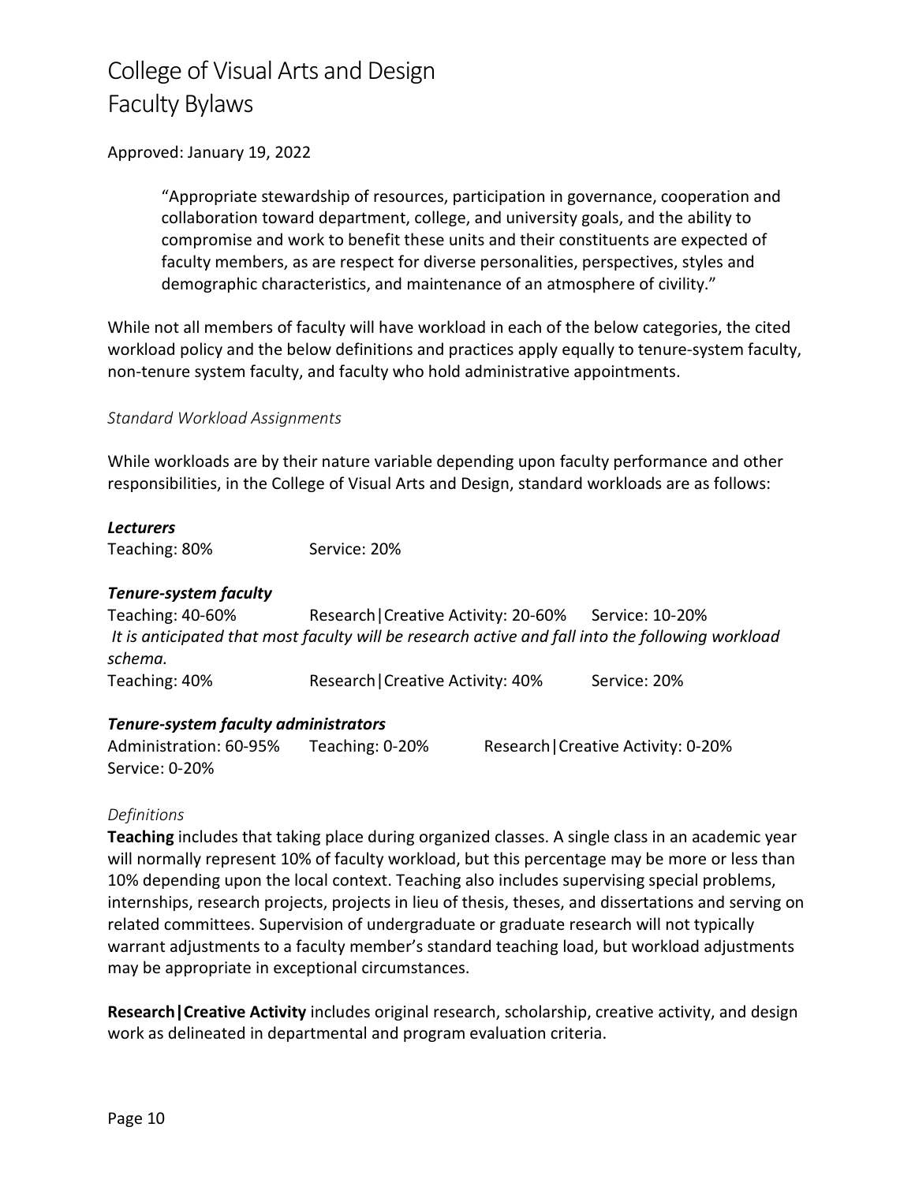> "Appropriate stewardship of resources, participation in governance, cooperation and collaboration toward department, college, and university goals, and the ability to compromise and work to benefit these units and their constituents are expected of faculty members, as are respect for diverse personalities, perspectives, styles and demographic characteristics, and maintenance of an atmosphere of civility."

While not all members of faculty will have workload in each of the below categories, the cited workload policy and the below definitions and practices apply equally to tenure-system faculty, non-tenure system faculty, and faculty who hold administrative appointments.

*Standard Workload Assignments*

While workloads are by their nature variable depending upon faculty performance and other responsibilities, in the College of Visual Arts and Design, standard workloads are as follows:

***Lecturers***

Teaching: 80% Service: 20%

***Tenure-system faculty***

Teaching: 40-60% Research|Creative Activity: 20-60% Service: 10-20%

*It is anticipated that most faculty will be research active and fall into the following workload schema.*

Teaching: 40% Research|Creative Activity: 40% Service: 20%

***Tenure-system faculty administrators***

Administration: 60-95% Teaching: 0-20% Research|Creative Activity: 0-20% Service: 0-20%

*Definitions*

**Teaching** includes that taking place during organized classes. A single class in an academic year will normally represent 10% of faculty workload, but this percentage may be more or less than 10% depending upon the local context. Teaching also includes supervising special problems, internships, research projects, projects in lieu of thesis, theses, and dissertations and serving on related committees. Supervision of undergraduate or graduate research will not typically warrant adjustments to a faculty member's standard teaching load, but workload adjustments may be appropriate in exceptional circumstances.

**Research|Creative Activity** includes original research, scholarship, creative activity, and design work as delineated in departmental and program evaluation criteria.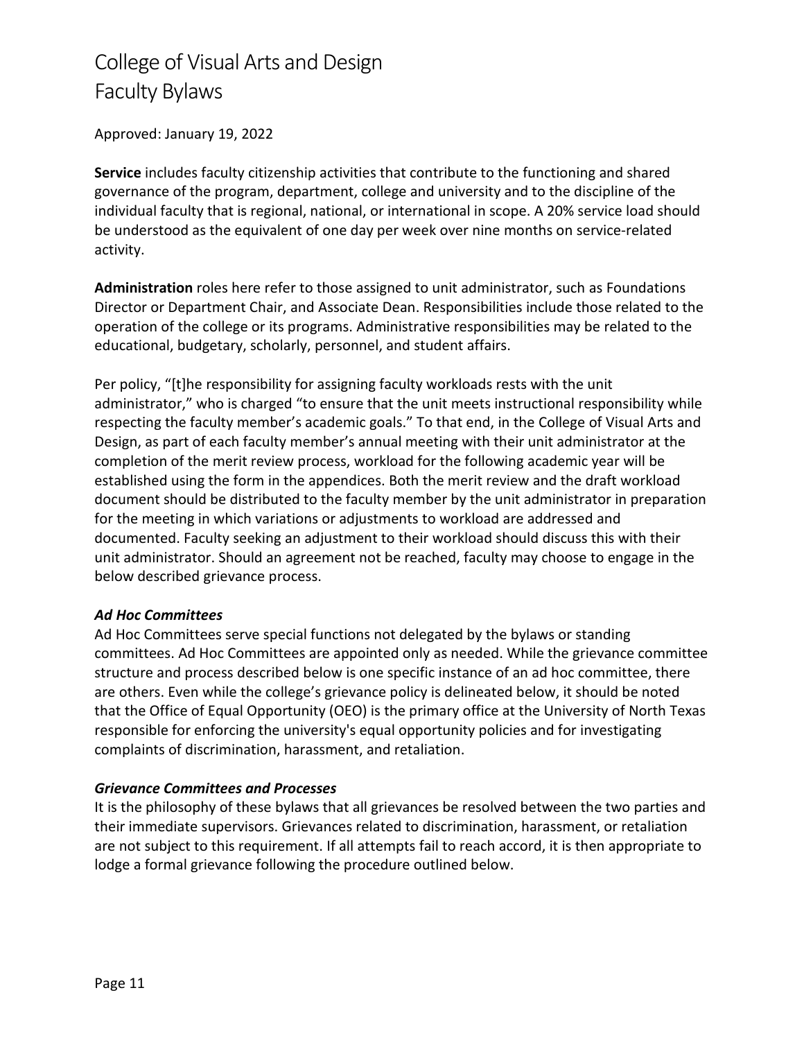Approved: January 19, 2022

**Service** includes faculty citizenship activities that contribute to the functioning and shared governance of the program, department, college and university and to the discipline of the individual faculty that is regional, national, or international in scope. A 20% service load should be understood as the equivalent of one day per week over nine months on service-related activity.

**Administration** roles here refer to those assigned to unit administrator, such as Foundations Director or Department Chair, and Associate Dean. Responsibilities include those related to the operation of the college or its programs. Administrative responsibilities may be related to the educational, budgetary, scholarly, personnel, and student affairs.

Per policy, "[t]he responsibility for assigning faculty workloads rests with the unit administrator," who is charged "to ensure that the unit meets instructional responsibility while respecting the faculty member's academic goals." To that end, in the College of Visual Arts and Design, as part of each faculty member's annual meeting with their unit administrator at the completion of the merit review process, workload for the following academic year will be established using the form in the appendices. Both the merit review and the draft workload document should be distributed to the faculty member by the unit administrator in preparation for the meeting in which variations or adjustments to workload are addressed and documented. Faculty seeking an adjustment to their workload should discuss this with their unit administrator. Should an agreement not be reached, faculty may choose to engage in the below described grievance process.

### *Ad Hoc Committees*

Ad Hoc Committees serve special functions not delegated by the bylaws or standing committees. Ad Hoc Committees are appointed only as needed. While the grievance committee structure and process described below is one specific instance of an ad hoc committee, there are others. Even while the college's grievance policy is delineated below, it should be noted that the Office of Equal Opportunity (OEO) is the primary office at the University of North Texas responsible for enforcing the university's equal opportunity policies and for investigating complaints of discrimination, harassment, and retaliation.

### *Grievance Committees and Processes*

It is the philosophy of these bylaws that all grievances be resolved between the two parties and their immediate supervisors. Grievances related to discrimination, harassment, or retaliation are not subject to this requirement. If all attempts fail to reach accord, it is then appropriate to lodge a formal grievance following the procedure outlined below.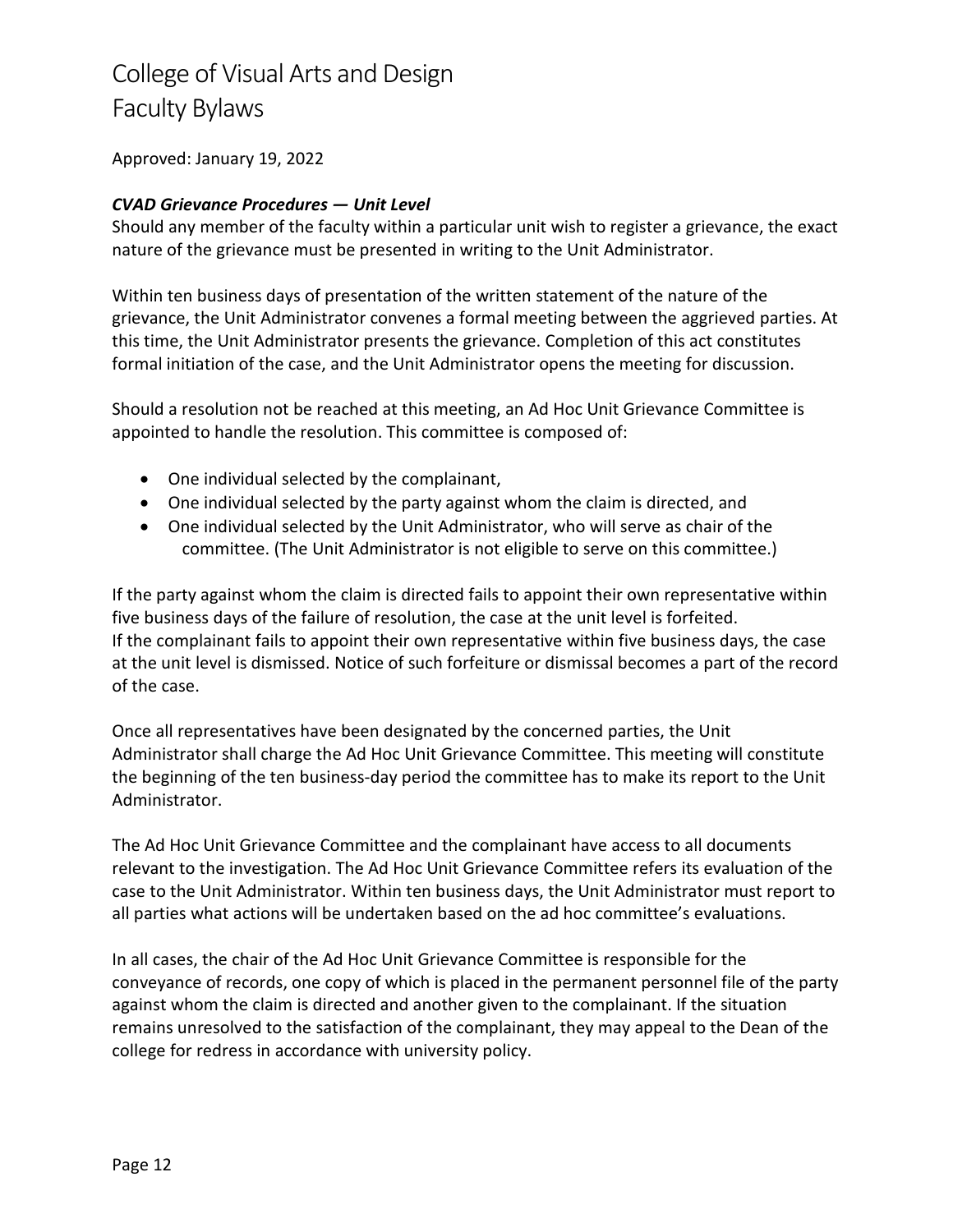College of Visual Arts and Design
Faculty Bylaws

Approved: January 19, 2022

***CVAD Grievance Procedures — Unit Level***

Should any member of the faculty within a particular unit wish to register a grievance, the exact nature of the grievance must be presented in writing to the Unit Administrator.

Within ten business days of presentation of the written statement of the nature of the grievance, the Unit Administrator convenes a formal meeting between the aggrieved parties. At this time, the Unit Administrator presents the grievance. Completion of this act constitutes formal initiation of the case, and the Unit Administrator opens the meeting for discussion.

Should a resolution not be reached at this meeting, an Ad Hoc Unit Grievance Committee is appointed to handle the resolution. This committee is composed of:

- One individual selected by the complainant,
- One individual selected by the party against whom the claim is directed, and
- One individual selected by the Unit Administrator, who will serve as chair of the committee. (The Unit Administrator is not eligible to serve on this committee.)

If the party against whom the claim is directed fails to appoint their own representative within five business days of the failure of resolution, the case at the unit level is forfeited. If the complainant fails to appoint their own representative within five business days, the case at the unit level is dismissed. Notice of such forfeiture or dismissal becomes a part of the record of the case.

Once all representatives have been designated by the concerned parties, the Unit Administrator shall charge the Ad Hoc Unit Grievance Committee. This meeting will constitute the beginning of the ten business-day period the committee has to make its report to the Unit Administrator.

The Ad Hoc Unit Grievance Committee and the complainant have access to all documents relevant to the investigation. The Ad Hoc Unit Grievance Committee refers its evaluation of the case to the Unit Administrator. Within ten business days, the Unit Administrator must report to all parties what actions will be undertaken based on the ad hoc committee's evaluations.

In all cases, the chair of the Ad Hoc Unit Grievance Committee is responsible for the conveyance of records, one copy of which is placed in the permanent personnel file of the party against whom the claim is directed and another given to the complainant. If the situation remains unresolved to the satisfaction of the complainant, they may appeal to the Dean of the college for redress in accordance with university policy.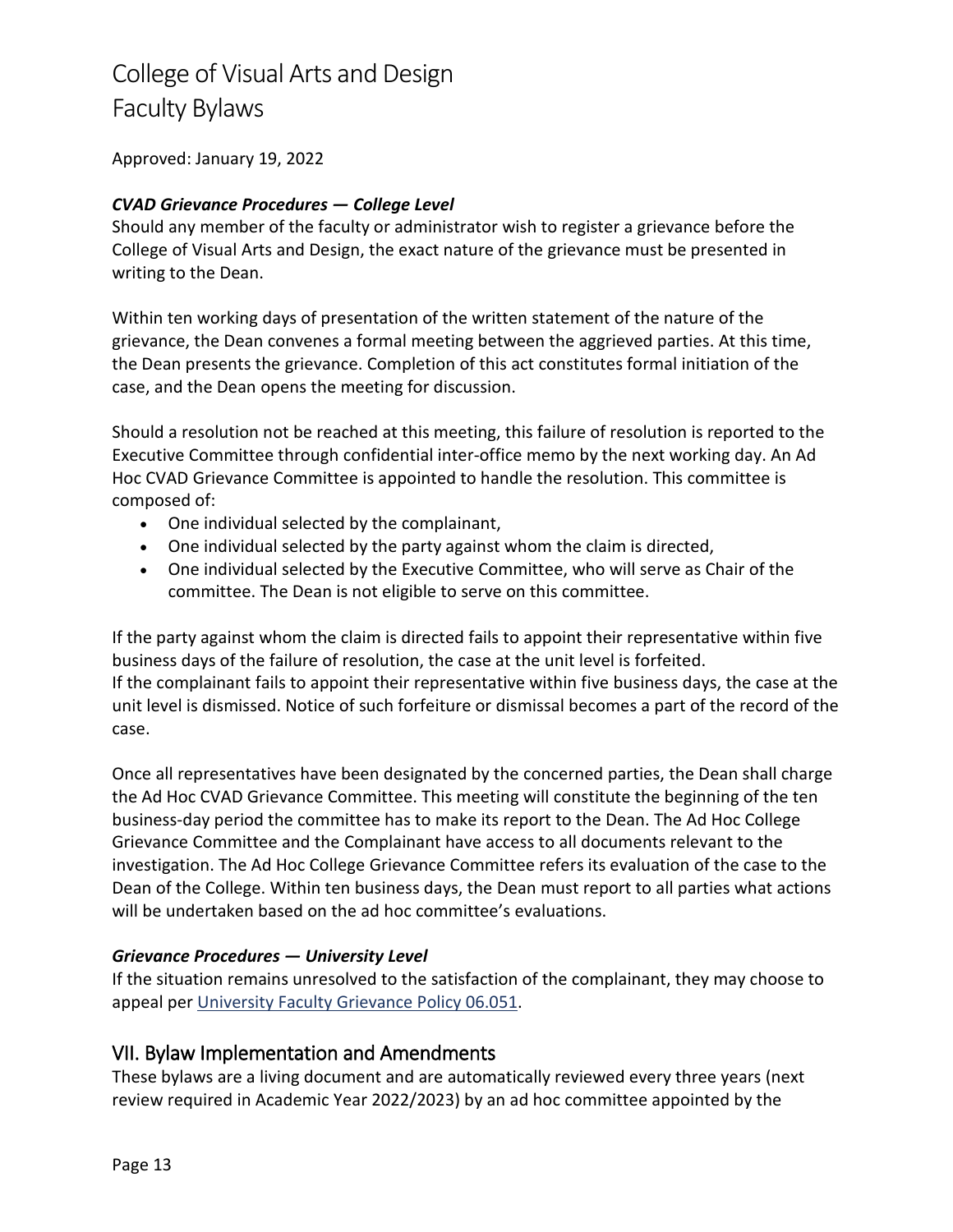### CVAD Grievance Procedures — College Level

Should any member of the faculty or administrator wish to register a grievance before the College of Visual Arts and Design, the exact nature of the grievance must be presented in writing to the Dean.

Within ten working days of presentation of the written statement of the nature of the grievance, the Dean convenes a formal meeting between the aggrieved parties. At this time, the Dean presents the grievance. Completion of this act constitutes formal initiation of the case, and the Dean opens the meeting for discussion.

Should a resolution not be reached at this meeting, this failure of resolution is reported to the Executive Committee through confidential inter-office memo by the next working day. An Ad Hoc CVAD Grievance Committee is appointed to handle the resolution. This committee is composed of:

- One individual selected by the complainant,
- One individual selected by the party against whom the claim is directed,
- One individual selected by the Executive Committee, who will serve as Chair of the committee. The Dean is not eligible to serve on this committee.

If the party against whom the claim is directed fails to appoint their representative within five business days of the failure of resolution, the case at the unit level is forfeited.
If the complainant fails to appoint their representative within five business days, the case at the unit level is dismissed. Notice of such forfeiture or dismissal becomes a part of the record of the case.

Once all representatives have been designated by the concerned parties, the Dean shall charge the Ad Hoc CVAD Grievance Committee. This meeting will constitute the beginning of the ten business-day period the committee has to make its report to the Dean. The Ad Hoc College Grievance Committee and the Complainant have access to all documents relevant to the investigation. The Ad Hoc College Grievance Committee refers its evaluation of the case to the Dean of the College. Within ten business days, the Dean must report to all parties what actions will be undertaken based on the ad hoc committee's evaluations.

### Grievance Procedures — University Level

If the situation remains unresolved to the satisfaction of the complainant, they may choose to appeal per University Faculty Grievance Policy 06.051.

## VII. Bylaw Implementation and Amendments

These bylaws are a living document and are automatically reviewed every three years (next review required in Academic Year 2022/2023) by an ad hoc committee appointed by the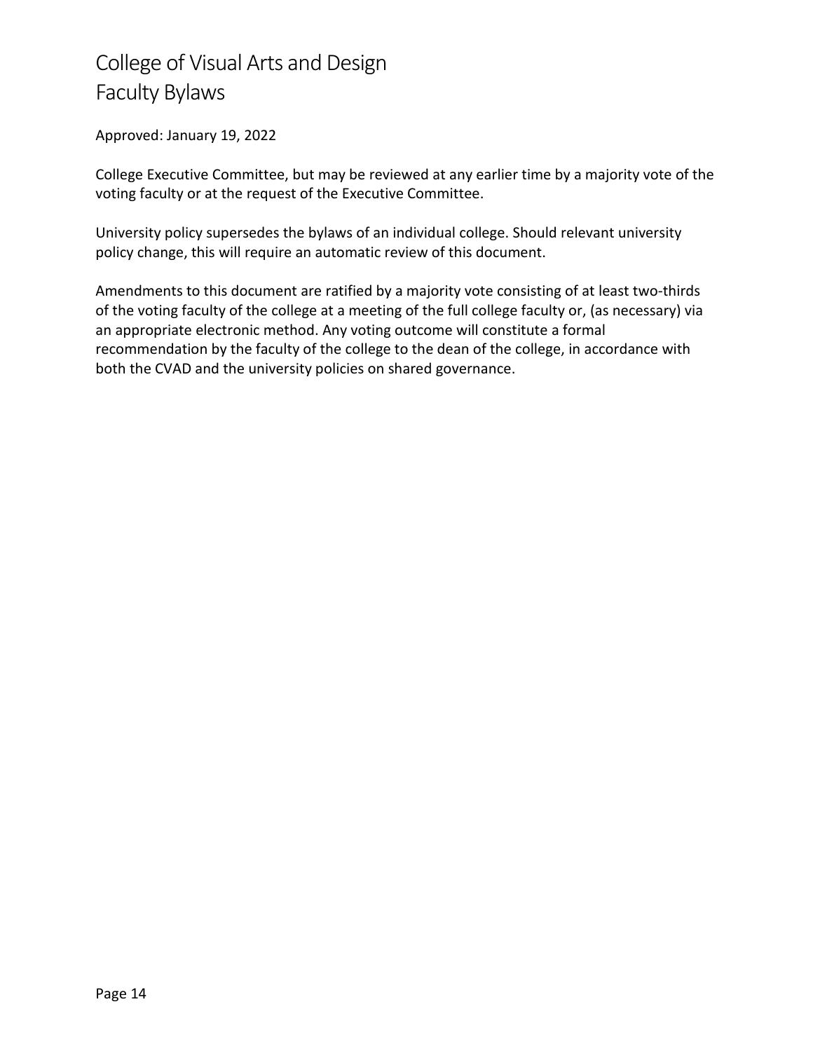College Executive Committee, but may be reviewed at any earlier time by a majority vote of the voting faculty or at the request of the Executive Committee.

University policy supersedes the bylaws of an individual college. Should relevant university policy change, this will require an automatic review of this document.

Amendments to this document are ratified by a majority vote consisting of at least two-thirds of the voting faculty of the college at a meeting of the full college faculty or, (as necessary) via an appropriate electronic method. Any voting outcome will constitute a formal recommendation by the faculty of the college to the dean of the college, in accordance with both the CVAD and the university policies on shared governance.